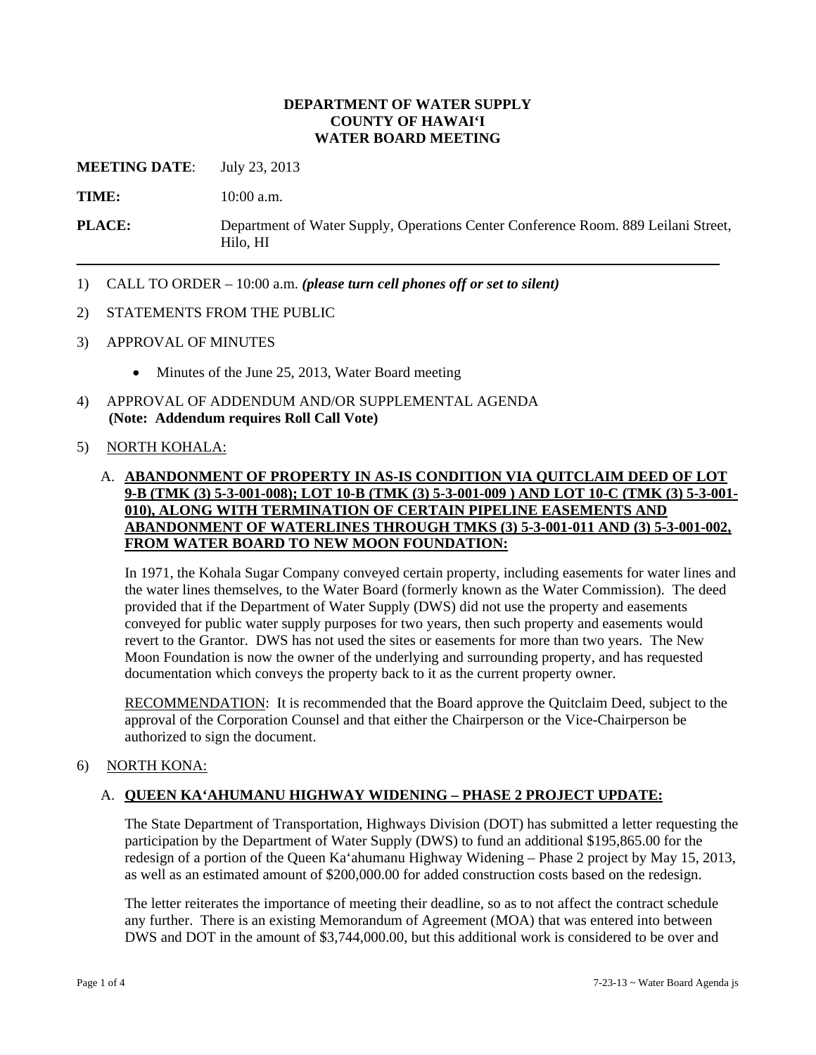**DEPARTMENT OF WATER SUPPLY**
**COUNTY OF HAWAIʻI**
**WATER BOARD MEETING**

**MEETING DATE**: July 23, 2013

**TIME:** 10:00 a.m.

**PLACE:** Department of Water Supply, Operations Center Conference Room. 889 Leilani Street, Hilo, HI

---

1) CALL TO ORDER – 10:00 a.m. ***(please turn cell phones off or set to silent)***

2) STATEMENTS FROM THE PUBLIC

3) APPROVAL OF MINUTES

   - Minutes of the June 25, 2013, Water Board meeting

4) APPROVAL OF ADDENDUM AND/OR SUPPLEMENTAL AGENDA
   **(Note: Addendum requires Roll Call Vote)**

5) NORTH KOHALA:

   A. **ABANDONMENT OF PROPERTY IN AS-IS CONDITION VIA QUITCLAIM DEED OF LOT 9-B (TMK (3) 5-3-001-008); LOT 10-B (TMK (3) 5-3-001-009 ) AND LOT 10-C (TMK (3) 5-3-001-010), ALONG WITH TERMINATION OF CERTAIN PIPELINE EASEMENTS AND ABANDONMENT OF WATERLINES THROUGH TMKS (3) 5-3-001-011 AND (3) 5-3-001-002, FROM WATER BOARD TO NEW MOON FOUNDATION:**

   In 1971, the Kohala Sugar Company conveyed certain property, including easements for water lines and the water lines themselves, to the Water Board (formerly known as the Water Commission). The deed provided that if the Department of Water Supply (DWS) did not use the property and easements conveyed for public water supply purposes for two years, then such property and easements would revert to the Grantor. DWS has not used the sites or easements for more than two years. The New Moon Foundation is now the owner of the underlying and surrounding property, and has requested documentation which conveys the property back to it as the current property owner.

   RECOMMENDATION: It is recommended that the Board approve the Quitclaim Deed, subject to the approval of the Corporation Counsel and that either the Chairperson or the Vice-Chairperson be authorized to sign the document.

6) NORTH KONA:

   A. **QUEEN KAʻAHUMANU HIGHWAY WIDENING – PHASE 2 PROJECT UPDATE:**

   The State Department of Transportation, Highways Division (DOT) has submitted a letter requesting the participation by the Department of Water Supply (DWS) to fund an additional $195,865.00 for the redesign of a portion of the Queen Kaʻahumanu Highway Widening – Phase 2 project by May 15, 2013, as well as an estimated amount of $200,000.00 for added construction costs based on the redesign.

   The letter reiterates the importance of meeting their deadline, so as to not affect the contract schedule any further. There is an existing Memorandum of Agreement (MOA) that was entered into between DWS and DOT in the amount of $3,744,000.00, but this additional work is considered to be over and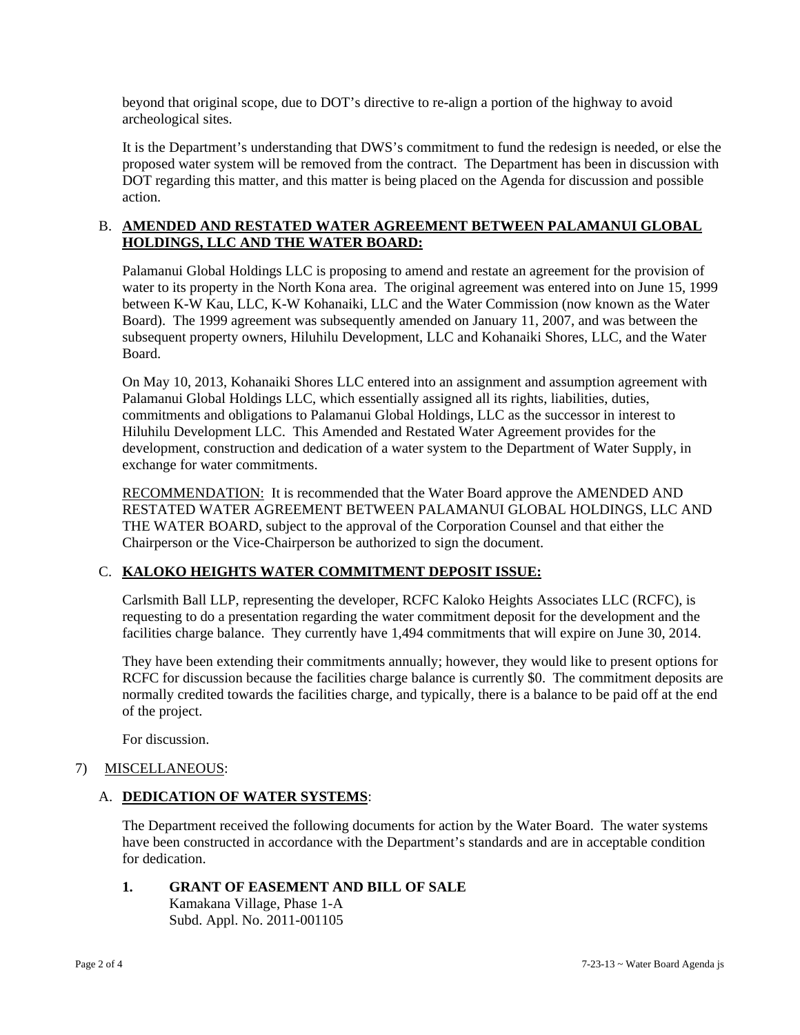beyond that original scope, due to DOT's directive to re-align a portion of the highway to avoid archeological sites.

It is the Department's understanding that DWS's commitment to fund the redesign is needed, or else the proposed water system will be removed from the contract. The Department has been in discussion with DOT regarding this matter, and this matter is being placed on the Agenda for discussion and possible action.

B. **AMENDED AND RESTATED WATER AGREEMENT BETWEEN PALAMANUI GLOBAL HOLDINGS, LLC AND THE WATER BOARD:**

Palamanui Global Holdings LLC is proposing to amend and restate an agreement for the provision of water to its property in the North Kona area. The original agreement was entered into on June 15, 1999 between K-W Kau, LLC, K-W Kohanaiki, LLC and the Water Commission (now known as the Water Board). The 1999 agreement was subsequently amended on January 11, 2007, and was between the subsequent property owners, Hiluhilu Development, LLC and Kohanaiki Shores, LLC, and the Water Board.

On May 10, 2013, Kohanaiki Shores LLC entered into an assignment and assumption agreement with Palamanui Global Holdings LLC, which essentially assigned all its rights, liabilities, duties, commitments and obligations to Palamanui Global Holdings, LLC as the successor in interest to Hiluhilu Development LLC. This Amended and Restated Water Agreement provides for the development, construction and dedication of a water system to the Department of Water Supply, in exchange for water commitments.

RECOMMENDATION: It is recommended that the Water Board approve the AMENDED AND RESTATED WATER AGREEMENT BETWEEN PALAMANUI GLOBAL HOLDINGS, LLC AND THE WATER BOARD, subject to the approval of the Corporation Counsel and that either the Chairperson or the Vice-Chairperson be authorized to sign the document.

C. **KALOKO HEIGHTS WATER COMMITMENT DEPOSIT ISSUE:**

Carlsmith Ball LLP, representing the developer, RCFC Kaloko Heights Associates LLC (RCFC), is requesting to do a presentation regarding the water commitment deposit for the development and the facilities charge balance. They currently have 1,494 commitments that will expire on June 30, 2014.

They have been extending their commitments annually; however, they would like to present options for RCFC for discussion because the facilities charge balance is currently $0. The commitment deposits are normally credited towards the facilities charge, and typically, there is a balance to be paid off at the end of the project.

For discussion.

7) MISCELLANEOUS:

A. **DEDICATION OF WATER SYSTEMS**:

The Department received the following documents for action by the Water Board. The water systems have been constructed in accordance with the Department's standards and are in acceptable condition for dedication.

1. **GRANT OF EASEMENT AND BILL OF SALE**
   Kamakana Village, Phase 1-A
   Subd. Appl. No. 2011-001105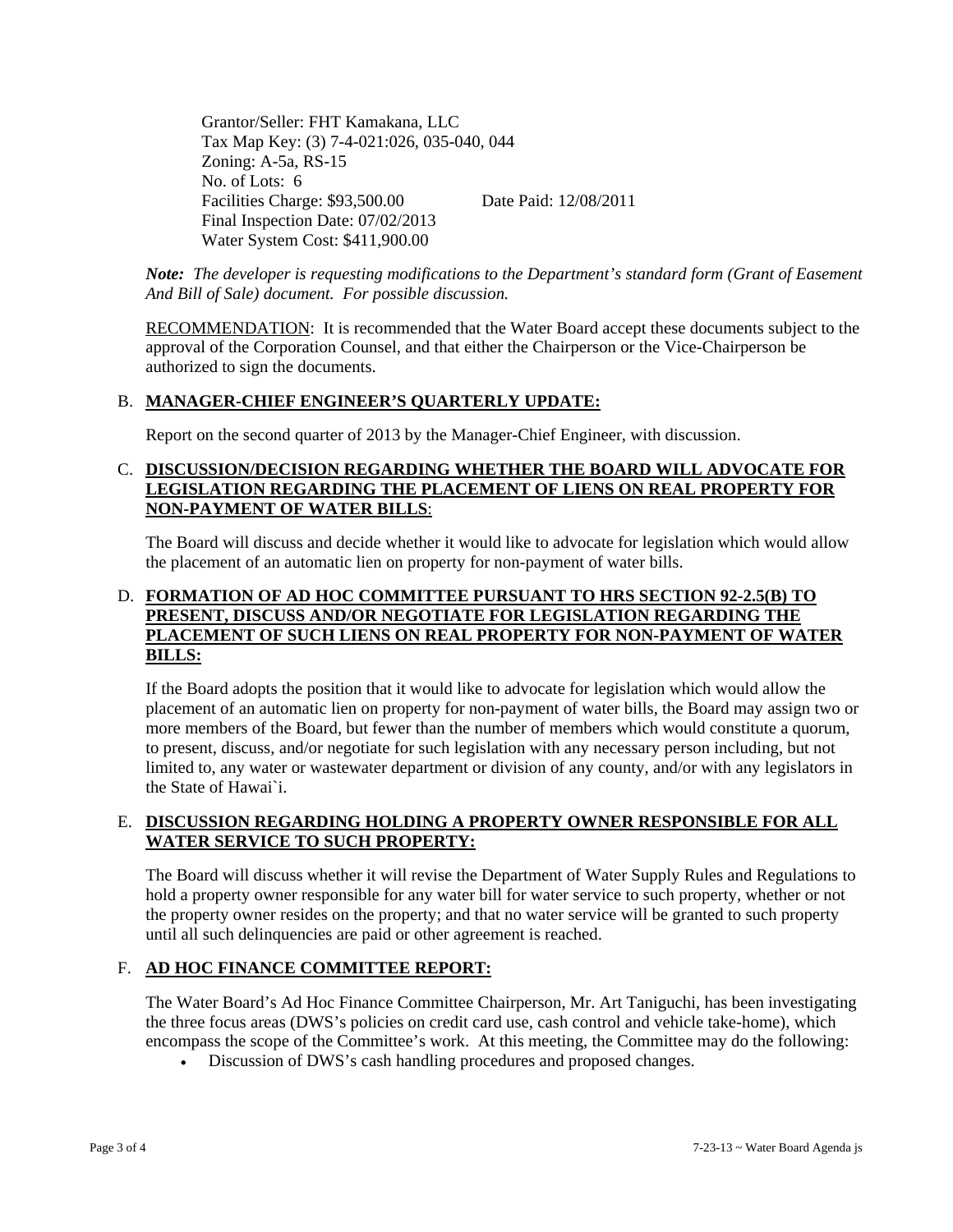Grantor/Seller: FHT Kamakana, LLC
Tax Map Key: (3) 7-4-021:026, 035-040, 044
Zoning: A-5a, RS-15
No. of Lots: 6
Facilities Charge: $93,500.00 Date Paid: 12/08/2011
Final Inspection Date: 07/02/2013
Water System Cost: $411,900.00

***Note:** The developer is requesting modifications to the Department's standard form (Grant of Easement And Bill of Sale) document. For possible discussion.*

<u>RECOMMENDATION</u>: It is recommended that the Water Board accept these documents subject to the approval of the Corporation Counsel, and that either the Chairperson or the Vice-Chairperson be authorized to sign the documents.

B. **<u>MANAGER-CHIEF ENGINEER'S QUARTERLY UPDATE:</u>**

Report on the second quarter of 2013 by the Manager-Chief Engineer, with discussion.

C. **<u>DISCUSSION/DECISION REGARDING WHETHER THE BOARD WILL ADVOCATE FOR LEGISLATION REGARDING THE PLACEMENT OF LIENS ON REAL PROPERTY FOR NON-PAYMENT OF WATER BILLS</u>**:

The Board will discuss and decide whether it would like to advocate for legislation which would allow the placement of an automatic lien on property for non-payment of water bills.

D. **<u>FORMATION OF AD HOC COMMITTEE PURSUANT TO HRS SECTION 92-2.5(B) TO PRESENT, DISCUSS AND/OR NEGOTIATE FOR LEGISLATION REGARDING THE PLACEMENT OF SUCH LIENS ON REAL PROPERTY FOR NON-PAYMENT OF WATER BILLS:</u>**

If the Board adopts the position that it would like to advocate for legislation which would allow the placement of an automatic lien on property for non-payment of water bills, the Board may assign two or more members of the Board, but fewer than the number of members which would constitute a quorum, to present, discuss, and/or negotiate for such legislation with any necessary person including, but not limited to, any water or wastewater department or division of any county, and/or with any legislators in the State of Hawai`i.

E. **<u>DISCUSSION REGARDING HOLDING A PROPERTY OWNER RESPONSIBLE FOR ALL WATER SERVICE TO SUCH PROPERTY:</u>**

The Board will discuss whether it will revise the Department of Water Supply Rules and Regulations to hold a property owner responsible for any water bill for water service to such property, whether or not the property owner resides on the property; and that no water service will be granted to such property until all such delinquencies are paid or other agreement is reached.

F. **<u>AD HOC FINANCE COMMITTEE REPORT:</u>**

The Water Board's Ad Hoc Finance Committee Chairperson, Mr. Art Taniguchi, has been investigating the three focus areas (DWS's policies on credit card use, cash control and vehicle take-home), which encompass the scope of the Committee's work. At this meeting, the Committee may do the following:

- Discussion of DWS's cash handling procedures and proposed changes.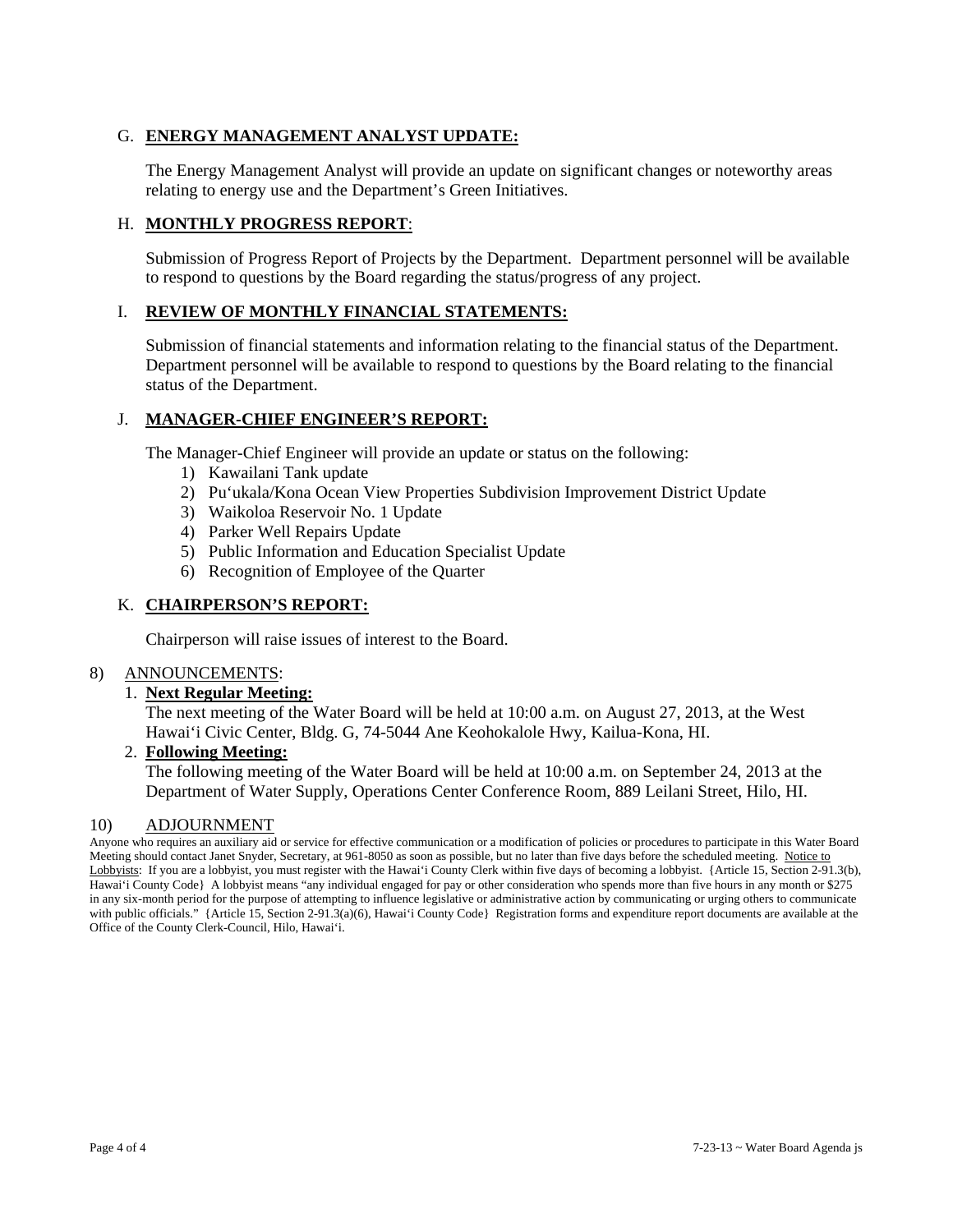G. **ENERGY MANAGEMENT ANALYST UPDATE:**

The Energy Management Analyst will provide an update on significant changes or noteworthy areas relating to energy use and the Department's Green Initiatives.

H. **MONTHLY PROGRESS REPORT**:

Submission of Progress Report of Projects by the Department. Department personnel will be available to respond to questions by the Board regarding the status/progress of any project.

I. **REVIEW OF MONTHLY FINANCIAL STATEMENTS:**

Submission of financial statements and information relating to the financial status of the Department. Department personnel will be available to respond to questions by the Board relating to the financial status of the Department.

J. **MANAGER-CHIEF ENGINEER'S REPORT:**

The Manager-Chief Engineer will provide an update or status on the following:

1) Kawailani Tank update
2) Pu'ukala/Kona Ocean View Properties Subdivision Improvement District Update
3) Waikoloa Reservoir No. 1 Update
4) Parker Well Repairs Update
5) Public Information and Education Specialist Update
6) Recognition of Employee of the Quarter

K. **CHAIRPERSON'S REPORT:**

Chairperson will raise issues of interest to the Board.

8) ANNOUNCEMENTS:

1. **Next Regular Meeting:**
   The next meeting of the Water Board will be held at 10:00 a.m. on August 27, 2013, at the West Hawai'i Civic Center, Bldg. G, 74-5044 Ane Keohokalole Hwy, Kailua-Kona, HI.
2. **Following Meeting:**
   The following meeting of the Water Board will be held at 10:00 a.m. on September 24, 2013 at the Department of Water Supply, Operations Center Conference Room, 889 Leilani Street, Hilo, HI.

10) ADJOURNMENT

Anyone who requires an auxiliary aid or service for effective communication or a modification of policies or procedures to participate in this Water Board Meeting should contact Janet Snyder, Secretary, at 961-8050 as soon as possible, but no later than five days before the scheduled meeting. Notice to Lobbyists: If you are a lobbyist, you must register with the Hawai'i County Clerk within five days of becoming a lobbyist. {Article 15, Section 2-91.3(b), Hawai'i County Code} A lobbyist means "any individual engaged for pay or other consideration who spends more than five hours in any month or $275 in any six-month period for the purpose of attempting to influence legislative or administrative action by communicating or urging others to communicate with public officials." {Article 15, Section 2-91.3(a)(6), Hawai'i County Code} Registration forms and expenditure report documents are available at the Office of the County Clerk-Council, Hilo, Hawai'i.